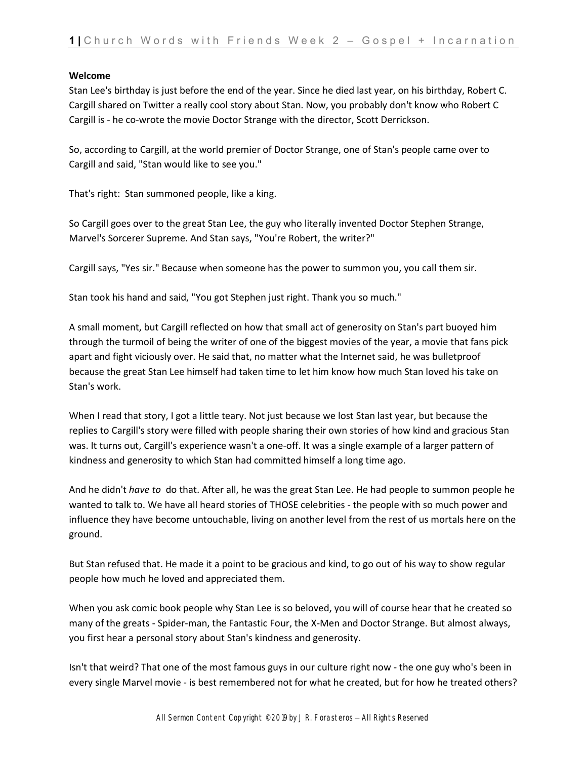**Welcome**

Stan Lee's birthday is just before the end of the year. Since he died last year, on his birthday, Robert C. Cargill shared on Twitter a really cool story about Stan. Now, you probably don't know who Robert C Cargill is - he co-wrote the movie Doctor Strange with the director, Scott Derrickson.

So, according to Cargill, at the world premier of Doctor Strange, one of Stan's people came over to Cargill and said, "Stan would like to see you."

That's right: Stan summoned people, like a king.

So Cargill goes over to the great Stan Lee, the guy who literally invented Doctor Stephen Strange, Marvel's Sorcerer Supreme. And Stan says, "You're Robert, the writer?"

Cargill says, "Yes sir." Because when someone has the power to summon you, you call them sir.

Stan took his hand and said, "You got Stephen just right. Thank you so much."

A small moment, but Cargill reflected on how that small act of generosity on Stan's part buoyed him through the turmoil of being the writer of one of the biggest movies of the year, a movie that fans pick apart and fight viciously over. He said that, no matter what the Internet said, he was bulletproof because the great Stan Lee himself had taken time to let him know how much Stan loved his take on Stan's work.

When I read that story, I got a little teary. Not just because we lost Stan last year, but because the replies to Cargill's story were filled with people sharing their own stories of how kind and gracious Stan was. It turns out, Cargill's experience wasn't a one-off. It was a single example of a larger pattern of kindness and generosity to which Stan had committed himself a long time ago.

And he didn't *have to* do that. After all, he was the great Stan Lee. He had people to summon people he wanted to talk to. We have all heard stories of THOSE celebrities - the people with so much power and influence they have become untouchable, living on another level from the rest of us mortals here on the ground.

But Stan refused that. He made it a point to be gracious and kind, to go out of his way to show regular people how much he loved and appreciated them.

When you ask comic book people why Stan Lee is so beloved, you will of course hear that he created so many of the greats - Spider-man, the Fantastic Four, the X-Men and Doctor Strange. But almost always, you first hear a personal story about Stan's kindness and generosity.

Isn't that weird? That one of the most famous guys in our culture right now - the one guy who's been in every single Marvel movie - is best remembered not for what he created, but for how he treated others?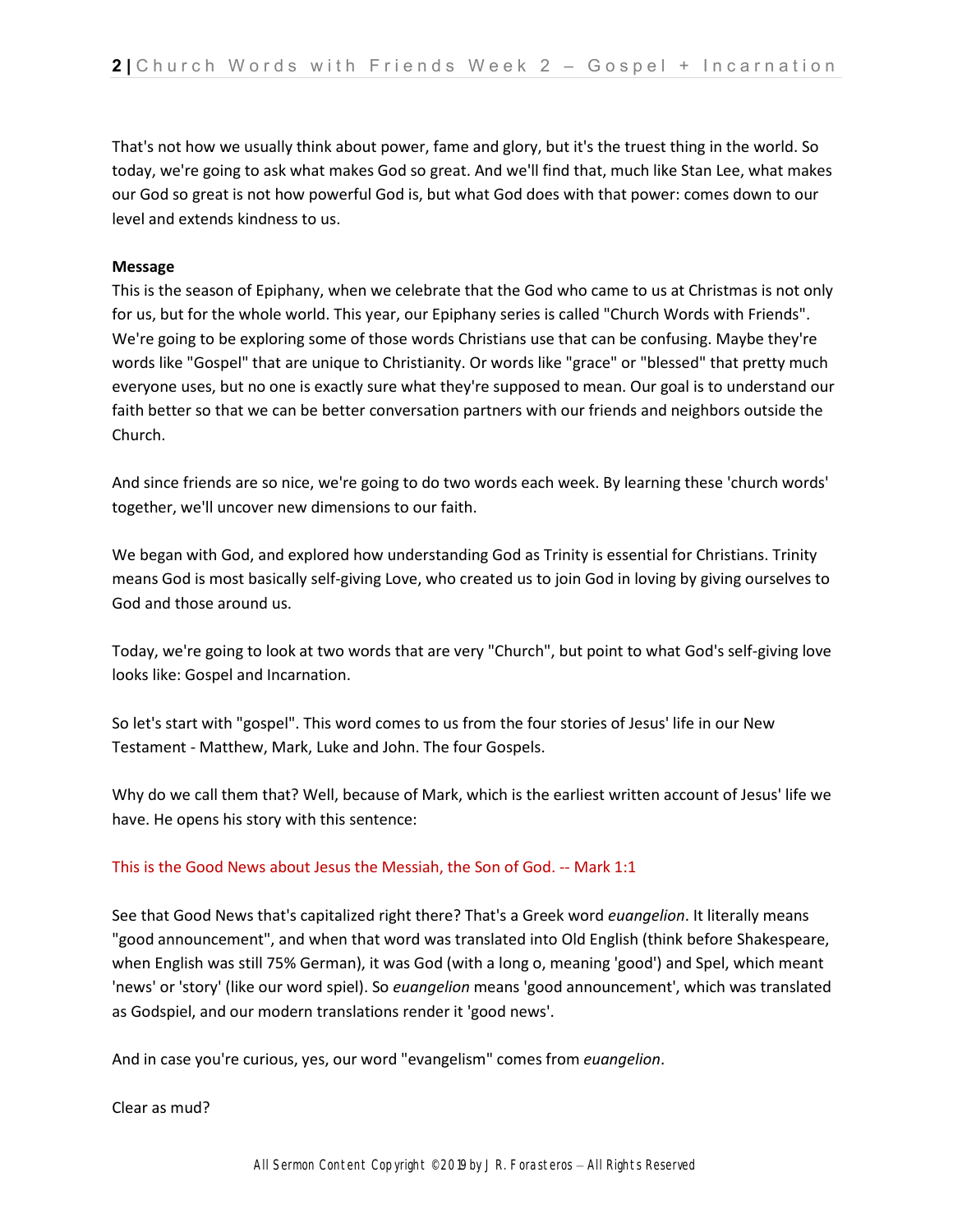That's not how we usually think about power, fame and glory, but it's the truest thing in the world. So today, we're going to ask what makes God so great. And we'll find that, much like Stan Lee, what makes our God so great is not how powerful God is, but what God does with that power: comes down to our level and extends kindness to us.

**Message**

This is the season of Epiphany, when we celebrate that the God who came to us at Christmas is not only for us, but for the whole world. This year, our Epiphany series is called "Church Words with Friends". We're going to be exploring some of those words Christians use that can be confusing. Maybe they're words like "Gospel" that are unique to Christianity. Or words like "grace" or "blessed" that pretty much everyone uses, but no one is exactly sure what they're supposed to mean. Our goal is to understand our faith better so that we can be better conversation partners with our friends and neighbors outside the Church.

And since friends are so nice, we're going to do two words each week. By learning these 'church words' together, we'll uncover new dimensions to our faith.

We began with God, and explored how understanding God as Trinity is essential for Christians. Trinity means God is most basically self-giving Love, who created us to join God in loving by giving ourselves to God and those around us.

Today, we're going to look at two words that are very "Church", but point to what God's self-giving love looks like: Gospel and Incarnation.

So let's start with "gospel". This word comes to us from the four stories of Jesus' life in our New Testament - Matthew, Mark, Luke and John. The four Gospels.

Why do we call them that? Well, because of Mark, which is the earliest written account of Jesus' life we have. He opens his story with this sentence:

This is the Good News about Jesus the Messiah, the Son of God. -- Mark 1:1

See that Good News that's capitalized right there? That's a Greek word *euangelion*. It literally means "good announcement", and when that word was translated into Old English (think before Shakespeare, when English was still 75% German), it was God (with a long o, meaning 'good') and Spel, which meant 'news' or 'story' (like our word spiel). So *euangelion* means 'good announcement', which was translated as Godspiel, and our modern translations render it 'good news'.

And in case you're curious, yes, our word "evangelism" comes from *euangelion*.

Clear as mud?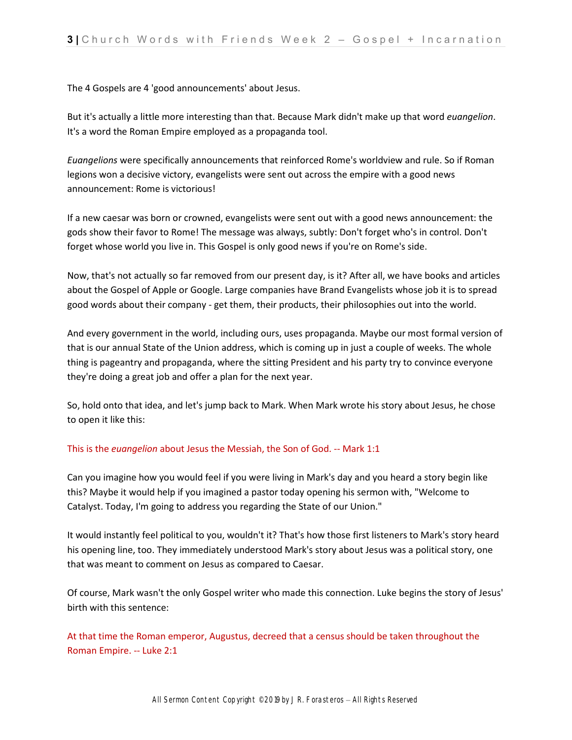The 4 Gospels are 4 'good announcements' about Jesus.

But it's actually a little more interesting than that. Because Mark didn't make up that word *euangelion*. It's a word the Roman Empire employed as a propaganda tool.

*Euangelions* were specifically announcements that reinforced Rome's worldview and rule. So if Roman legions won a decisive victory, evangelists were sent out across the empire with a good news announcement: Rome is victorious!

If a new caesar was born or crowned, evangelists were sent out with a good news announcement: the gods show their favor to Rome! The message was always, subtly: Don't forget who's in control. Don't forget whose world you live in. This Gospel is only good news if you're on Rome's side.

Now, that's not actually so far removed from our present day, is it? After all, we have books and articles about the Gospel of Apple or Google. Large companies have Brand Evangelists whose job it is to spread good words about their company - get them, their products, their philosophies out into the world.

And every government in the world, including ours, uses propaganda. Maybe our most formal version of that is our annual State of the Union address, which is coming up in just a couple of weeks. The whole thing is pageantry and propaganda, where the sitting President and his party try to convince everyone they're doing a great job and offer a plan for the next year.

So, hold onto that idea, and let's jump back to Mark. When Mark wrote his story about Jesus, he chose to open it like this:

This is the *euangelion* about Jesus the Messiah, the Son of God. -- Mark 1:1

Can you imagine how you would feel if you were living in Mark's day and you heard a story begin like this? Maybe it would help if you imagined a pastor today opening his sermon with, "Welcome to Catalyst. Today, I'm going to address you regarding the State of our Union."

It would instantly feel political to you, wouldn't it? That's how those first listeners to Mark's story heard his opening line, too. They immediately understood Mark's story about Jesus was a political story, one that was meant to comment on Jesus as compared to Caesar.

Of course, Mark wasn't the only Gospel writer who made this connection. Luke begins the story of Jesus' birth with this sentence:

At that time the Roman emperor, Augustus, decreed that a census should be taken throughout the Roman Empire. -- Luke 2:1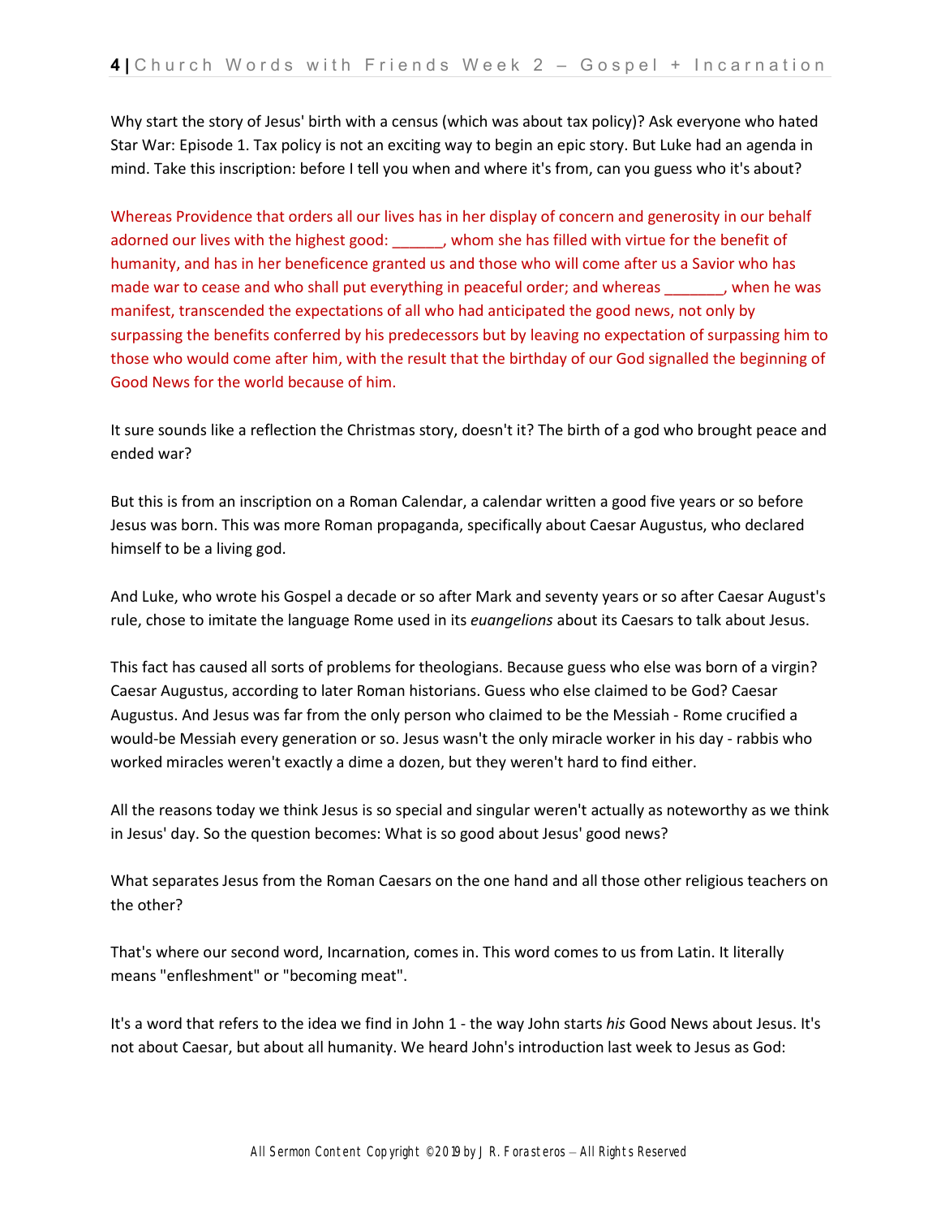Why start the story of Jesus' birth with a census (which was about tax policy)? Ask everyone who hated Star War: Episode 1. Tax policy is not an exciting way to begin an epic story. But Luke had an agenda in mind. Take this inscription: before I tell you when and where it's from, can you guess who it's about?

Whereas Providence that orders all our lives has in her display of concern and generosity in our behalf adorned our lives with the highest good: ______, whom she has filled with virtue for the benefit of humanity, and has in her beneficence granted us and those who will come after us a Savior who has made war to cease and who shall put everything in peaceful order; and whereas _______, when he was manifest, transcended the expectations of all who had anticipated the good news, not only by surpassing the benefits conferred by his predecessors but by leaving no expectation of surpassing him to those who would come after him, with the result that the birthday of our God signalled the beginning of Good News for the world because of him.

It sure sounds like a reflection the Christmas story, doesn't it? The birth of a god who brought peace and ended war?

But this is from an inscription on a Roman Calendar, a calendar written a good five years or so before Jesus was born. This was more Roman propaganda, specifically about Caesar Augustus, who declared himself to be a living god.

And Luke, who wrote his Gospel a decade or so after Mark and seventy years or so after Caesar August's rule, chose to imitate the language Rome used in its *euangelions* about its Caesars to talk about Jesus.

This fact has caused all sorts of problems for theologians. Because guess who else was born of a virgin? Caesar Augustus, according to later Roman historians. Guess who else claimed to be God? Caesar Augustus. And Jesus was far from the only person who claimed to be the Messiah - Rome crucified a would-be Messiah every generation or so. Jesus wasn't the only miracle worker in his day - rabbis who worked miracles weren't exactly a dime a dozen, but they weren't hard to find either.

All the reasons today we think Jesus is so special and singular weren't actually as noteworthy as we think in Jesus' day. So the question becomes: What is so good about Jesus' good news?

What separates Jesus from the Roman Caesars on the one hand and all those other religious teachers on the other?

That's where our second word, Incarnation, comes in. This word comes to us from Latin. It literally means "enfleshment" or "becoming meat".

It's a word that refers to the idea we find in John 1 - the way John starts *his* Good News about Jesus. It's not about Caesar, but about all humanity. We heard John's introduction last week to Jesus as God: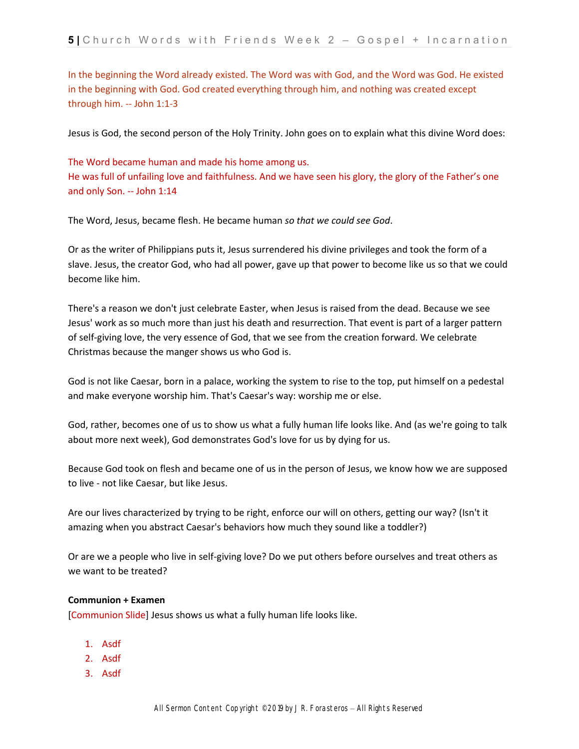In the beginning the Word already existed. The Word was with God, and the Word was God. He existed in the beginning with God. God created everything through him, and nothing was created except through him. -- John 1:1-3

Jesus is God, the second person of the Holy Trinity. John goes on to explain what this divine Word does:

The Word became human and made his home among us.
He was full of unfailing love and faithfulness. And we have seen his glory, the glory of the Father's one and only Son. -- John 1:14

The Word, Jesus, became flesh. He became human *so that we could see God*.

Or as the writer of Philippians puts it, Jesus surrendered his divine privileges and took the form of a slave. Jesus, the creator God, who had all power, gave up that power to become like us so that we could become like him.

There's a reason we don't just celebrate Easter, when Jesus is raised from the dead. Because we see Jesus' work as so much more than just his death and resurrection. That event is part of a larger pattern of self-giving love, the very essence of God, that we see from the creation forward. We celebrate Christmas because the manger shows us who God is.

God is not like Caesar, born in a palace, working the system to rise to the top, put himself on a pedestal and make everyone worship him. That's Caesar's way: worship me or else.

God, rather, becomes one of us to show us what a fully human life looks like. And (as we're going to talk about more next week), God demonstrates God's love for us by dying for us.

Because God took on flesh and became one of us in the person of Jesus, we know how we are supposed to live - not like Caesar, but like Jesus.

Are our lives characterized by trying to be right, enforce our will on others, getting our way? (Isn't it amazing when you abstract Caesar's behaviors how much they sound like a toddler?)

Or are we a people who live in self-giving love? Do we put others before ourselves and treat others as we want to be treated?

**Communion + Examen**

[Communion Slide] Jesus shows us what a fully human life looks like.

1. Asdf
2. Asdf
3. Asdf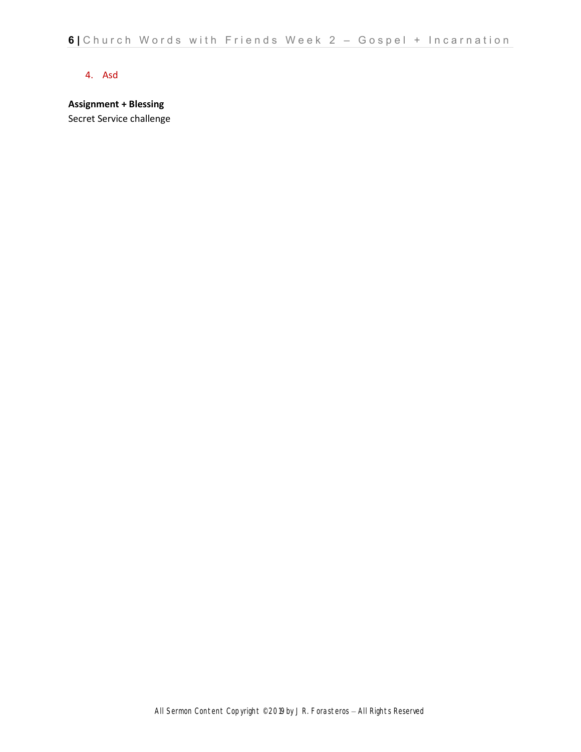4. Asd

**Assignment + Blessing**

Secret Service challenge